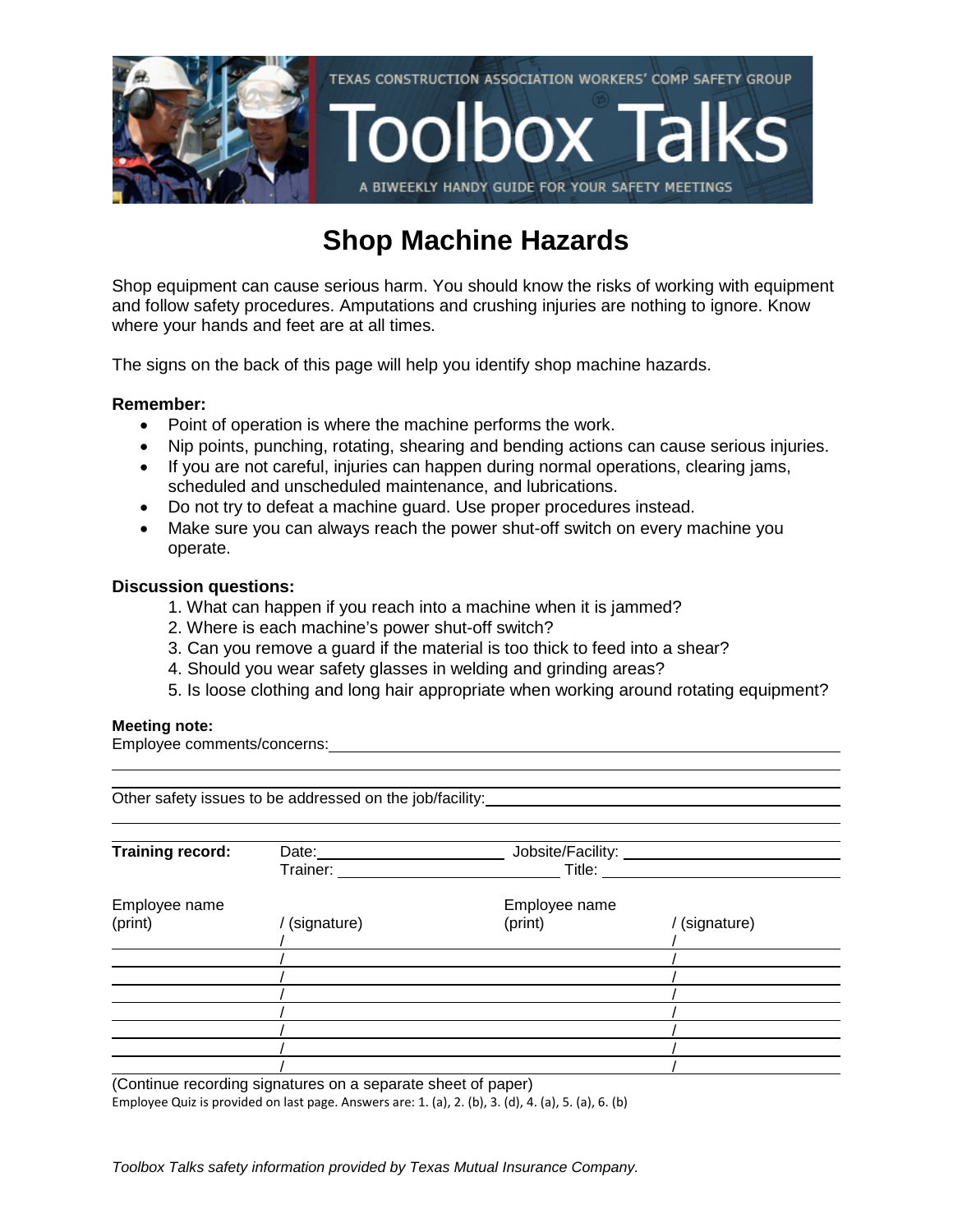TEXAS CONSTRUCTION ASSOCIATION WORKERS' COMP SAFETY GROUP

Toolbox Talks

A BIWEEKLY HANDY GUIDE FOR YOUR SAFETY MEETINGS

# Shop Machine Hazards

Shop equipment can cause serious harm. You should know the risks of working with equipment and follow safety procedures. Amputations and crushing injuries are nothing to ignore. Know where your hands and feet are at all times.

The signs on the back of this page will help you identify shop machine hazards.

**Remember:**

- Point of operation is where the machine performs the work.
- Nip points, punching, rotating, shearing and bending actions can cause serious injuries.
- If you are not careful, injuries can happen during normal operations, clearing jams, scheduled and unscheduled maintenance, and lubrications.
- Do not try to defeat a machine guard. Use proper procedures instead.
- Make sure you can always reach the power shut-off switch on every machine you operate.

**Discussion questions:**

1. What can happen if you reach into a machine when it is jammed?
2. Where is each machine's power shut-off switch?
3. Can you remove a guard if the material is too thick to feed into a shear?
4. Should you wear safety glasses in welding and grinding areas?
5. Is loose clothing and long hair appropriate when working around rotating equipment?

**Meeting note:**

Employee comments/concerns: ______________________________________________

______________________________________________

Other safety issues to be addressed on the job/facility: ______________________________________________

______________________________________________

**Training record:** Date: ____________ Jobsite/Facility: ____________

Trainer: ____________ Title: ____________

| Employee name (print) | / (signature) | Employee name (print) | / (signature) |
|---|---|---|---|
| | / | | / |
| | / | | / |
| | / | | / |
| | / | | / |
| | / | | / |
| | / | | / |
| | / | | / |
| | / | | / |

(Continue recording signatures on a separate sheet of paper)

Employee Quiz is provided on last page. Answers are: 1. (a), 2. (b), 3. (d), 4. (a), 5. (a), 6. (b)

*Toolbox Talks safety information provided by Texas Mutual Insurance Company.*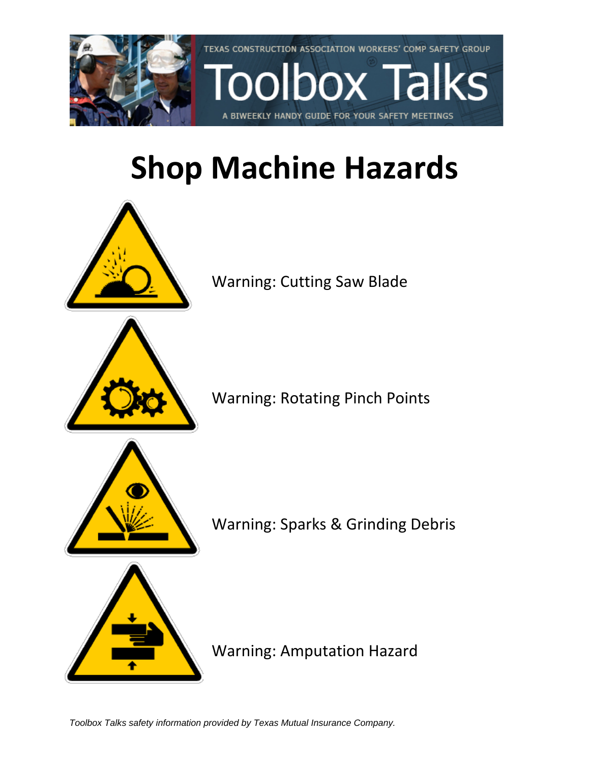TEXAS CONSTRUCTION ASSOCIATION WORKERS' COMP SAFETY GROUP

Toolbox Talks

A BIWEEKLY HANDY GUIDE FOR YOUR SAFETY MEETINGS

# Shop Machine Hazards

Warning: Cutting Saw Blade

Warning: Rotating Pinch Points

Warning: Sparks & Grinding Debris

Warning: Amputation Hazard

*Toolbox Talks safety information provided by Texas Mutual Insurance Company.*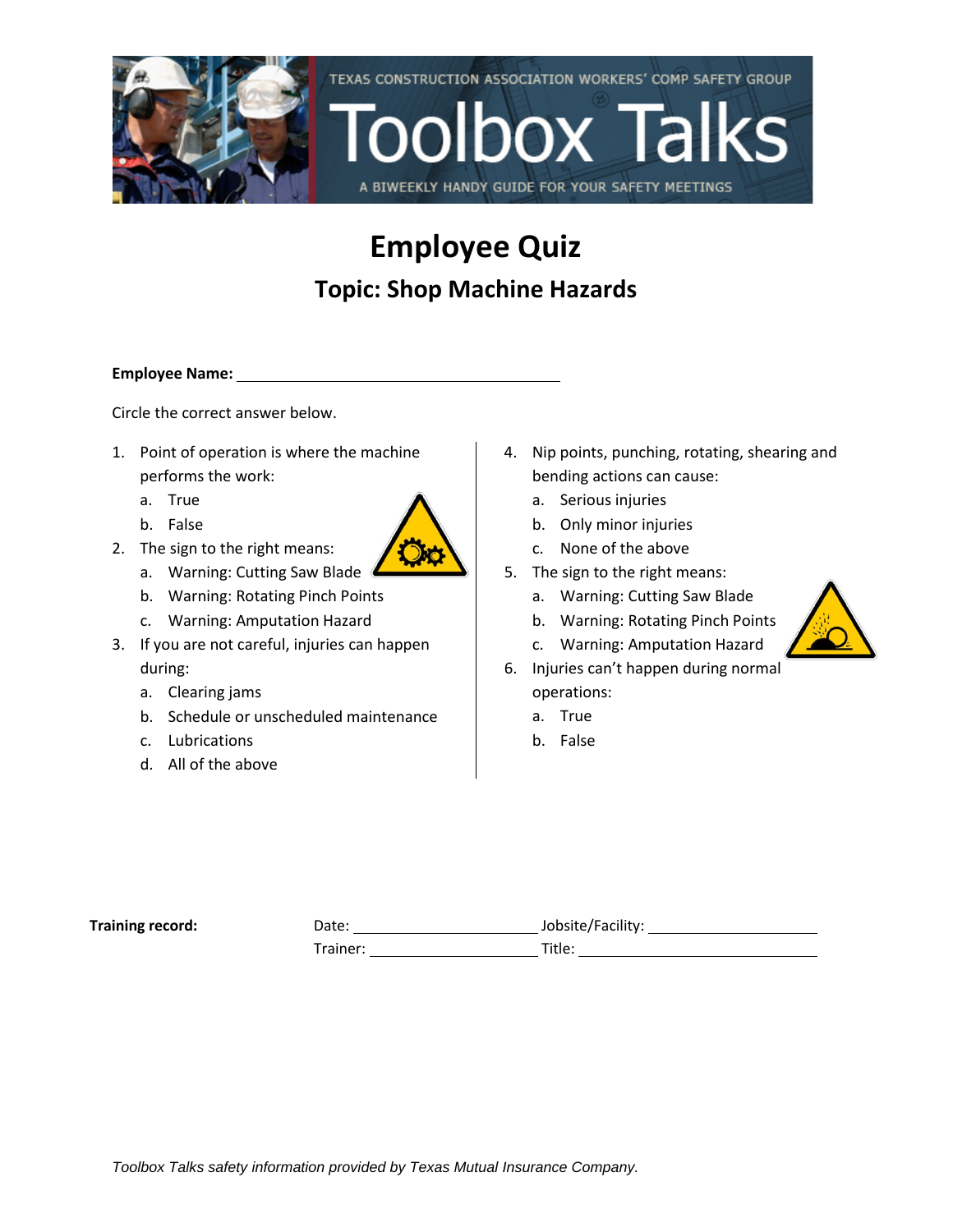TEXAS CONSTRUCTION ASSOCIATION WORKERS' COMP SAFETY GROUP

# Toolbox Talks

A BIWEEKLY HANDY GUIDE FOR YOUR SAFETY MEETINGS

# Employee Quiz

## Topic: Shop Machine Hazards

**Employee Name:** ________________________________

Circle the correct answer below.

1. Point of operation is where the machine performs the work:
   a. True
   b. False
2. The sign to the right means:
   a. Warning: Cutting Saw Blade
   b. Warning: Rotating Pinch Points
   c. Warning: Amputation Hazard
3. If you are not careful, injuries can happen during:
   a. Clearing jams
   b. Schedule or unscheduled maintenance
   c. Lubrications
   d. All of the above
4. Nip points, punching, rotating, shearing and bending actions can cause:
   a. Serious injuries
   b. Only minor injuries
   c. None of the above
5. The sign to the right means:
   a. Warning: Cutting Saw Blade
   b. Warning: Rotating Pinch Points
   c. Warning: Amputation Hazard
6. Injuries can't happen during normal operations:
   a. True
   b. False

**Training record:**

Date: ____________________ Jobsite/Facility: ____________________

Trainer: ____________________ Title: ____________________

*Toolbox Talks safety information provided by Texas Mutual Insurance Company.*